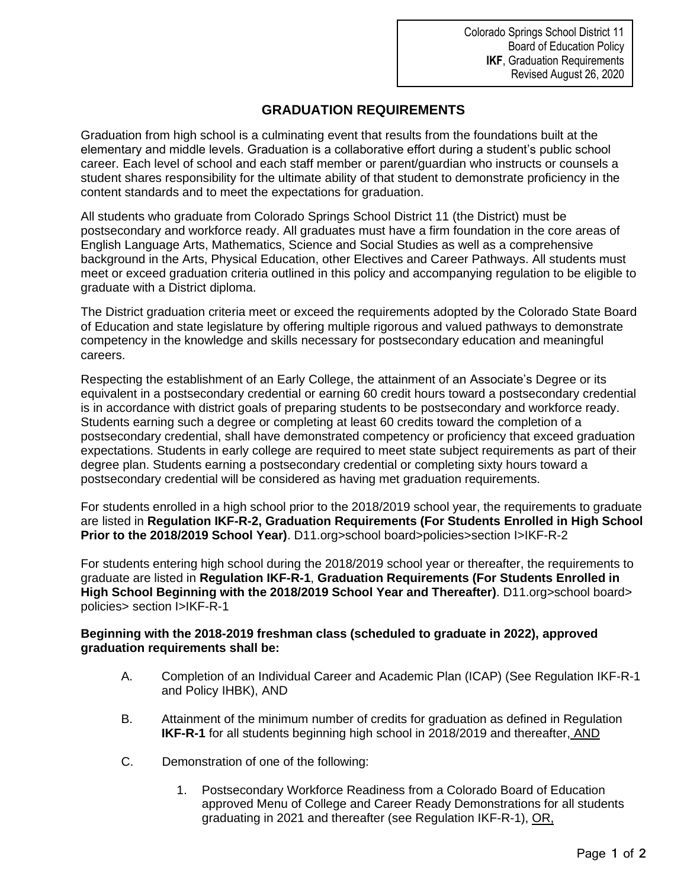Colorado Springs School District 11
Board of Education Policy
**IKF**, Graduation Requirements
Revised August 26, 2020

# GRADUATION REQUIREMENTS

Graduation from high school is a culminating event that results from the foundations built at the elementary and middle levels. Graduation is a collaborative effort during a student's public school career. Each level of school and each staff member or parent/guardian who instructs or counsels a student shares responsibility for the ultimate ability of that student to demonstrate proficiency in the content standards and to meet the expectations for graduation.

All students who graduate from Colorado Springs School District 11 (the District) must be postsecondary and workforce ready. All graduates must have a firm foundation in the core areas of English Language Arts, Mathematics, Science and Social Studies as well as a comprehensive background in the Arts, Physical Education, other Electives and Career Pathways. All students must meet or exceed graduation criteria outlined in this policy and accompanying regulation to be eligible to graduate with a District diploma.

The District graduation criteria meet or exceed the requirements adopted by the Colorado State Board of Education and state legislature by offering multiple rigorous and valued pathways to demonstrate competency in the knowledge and skills necessary for postsecondary education and meaningful careers.

Respecting the establishment of an Early College, the attainment of an Associate's Degree or its equivalent in a postsecondary credential or earning 60 credit hours toward a postsecondary credential is in accordance with district goals of preparing students to be postsecondary and workforce ready. Students earning such a degree or completing at least 60 credits toward the completion of a postsecondary credential, shall have demonstrated competency or proficiency that exceed graduation expectations. Students in early college are required to meet state subject requirements as part of their degree plan. Students earning a postsecondary credential or completing sixty hours toward a postsecondary credential will be considered as having met graduation requirements.

For students enrolled in a high school prior to the 2018/2019 school year, the requirements to graduate are listed in **Regulation IKF-R-2, Graduation Requirements (For Students Enrolled in High School Prior to the 2018/2019 School Year)**. D11.org>school board>policies>section I>IKF-R-2

For students entering high school during the 2018/2019 school year or thereafter, the requirements to graduate are listed in **Regulation IKF-R-1**, **Graduation Requirements (For Students Enrolled in High School Beginning with the 2018/2019 School Year and Thereafter)**. D11.org>school board> policies> section I>IKF-R-1

**Beginning with the 2018-2019 freshman class (scheduled to graduate in 2022), approved graduation requirements shall be:**

A. Completion of an Individual Career and Academic Plan (ICAP) (See Regulation IKF-R-1 and Policy IHBK), AND

B. Attainment of the minimum number of credits for graduation as defined in Regulation **IKF-R-1** for all students beginning high school in 2018/2019 and thereafter, AND

C. Demonstration of one of the following:

   1. Postsecondary Workforce Readiness from a Colorado Board of Education approved Menu of College and Career Ready Demonstrations for all students graduating in 2021 and thereafter (see Regulation IKF-R-1), OR,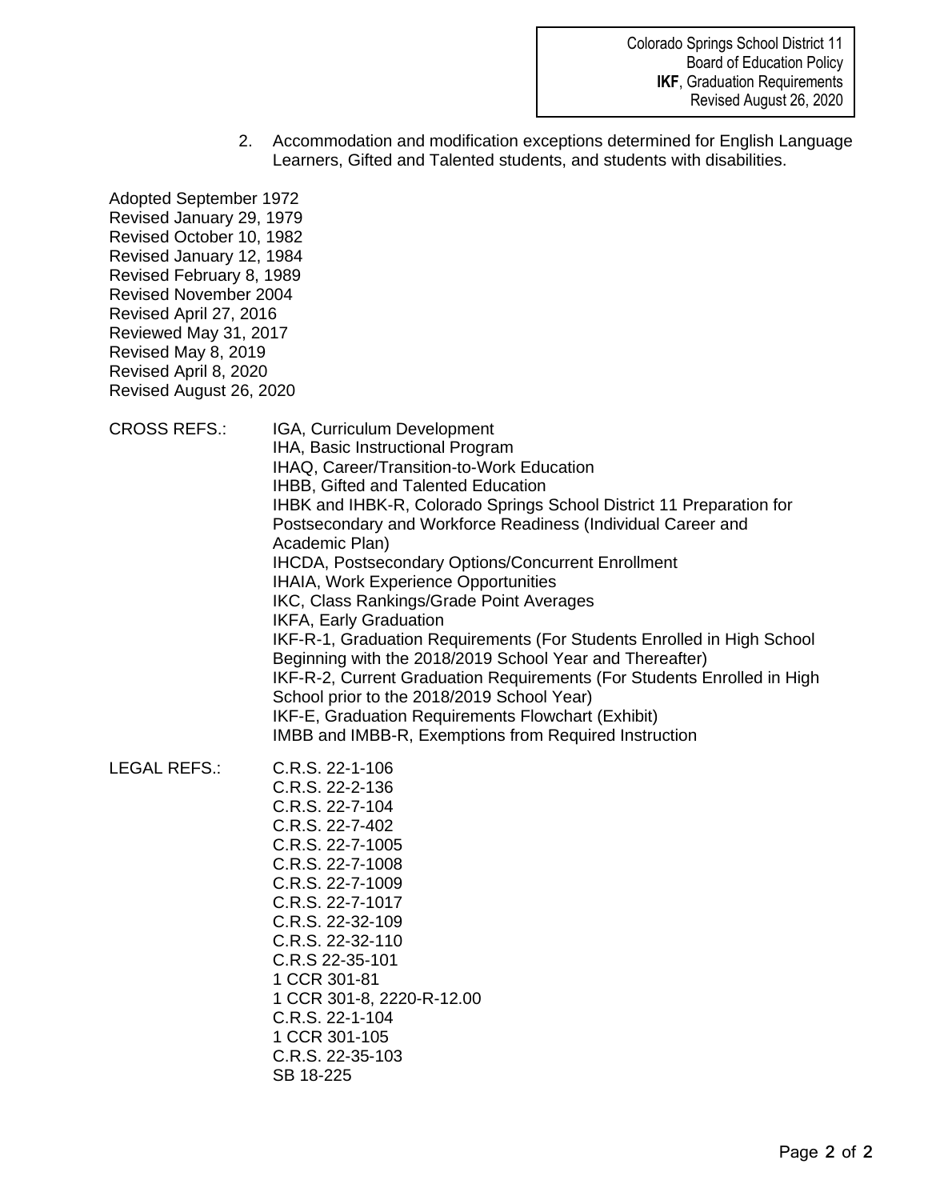2. Accommodation and modification exceptions determined for English Language Learners, Gifted and Talented students, and students with disabilities.

Adopted September 1972
Revised January 29, 1979
Revised October 10, 1982
Revised January 12, 1984
Revised February 8, 1989
Revised November 2004
Revised April 27, 2016
Reviewed May 31, 2017
Revised May 8, 2019
Revised April 8, 2020
Revised August 26, 2020

CROSS REFS.:

IGA, Curriculum Development
IHA, Basic Instructional Program
IHAQ, Career/Transition-to-Work Education
IHBB, Gifted and Talented Education
IHBK and IHBK-R, Colorado Springs School District 11 Preparation for Postsecondary and Workforce Readiness (Individual Career and Academic Plan)
IHCDA, Postsecondary Options/Concurrent Enrollment
IHAIA, Work Experience Opportunities
IKC, Class Rankings/Grade Point Averages
IKFA, Early Graduation
IKF-R-1, Graduation Requirements (For Students Enrolled in High School Beginning with the 2018/2019 School Year and Thereafter)
IKF-R-2, Current Graduation Requirements (For Students Enrolled in High School prior to the 2018/2019 School Year)
IKF-E, Graduation Requirements Flowchart (Exhibit)
IMBB and IMBB-R, Exemptions from Required Instruction

LEGAL REFS.:

C.R.S. 22-1-106
C.R.S. 22-2-136
C.R.S. 22-7-104
C.R.S. 22-7-402
C.R.S. 22-7-1005
C.R.S. 22-7-1008
C.R.S. 22-7-1009
C.R.S. 22-7-1017
C.R.S. 22-32-109
C.R.S. 22-32-110
C.R.S 22-35-101
1 CCR 301-81
1 CCR 301-8, 2220-R-12.00
C.R.S. 22-1-104
1 CCR 301-105
C.R.S. 22-35-103
SB 18-225